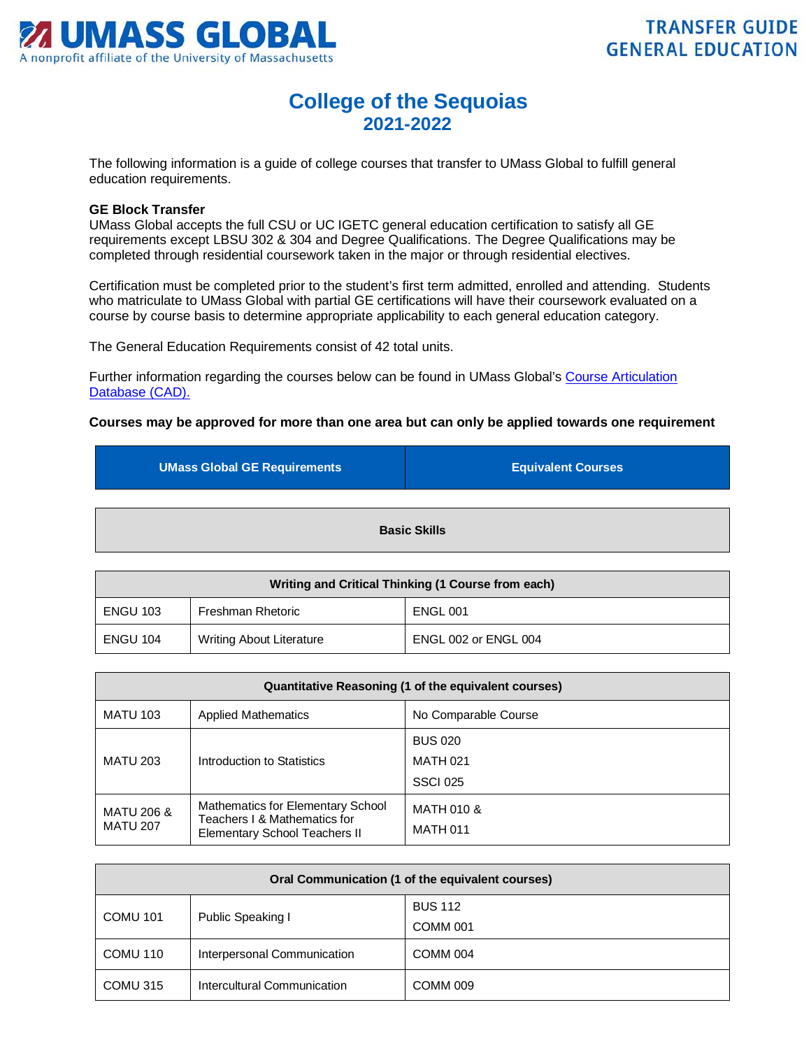# College of the Sequoias

## 2021-2022

The following information is a guide of college courses that transfer to UMass Global to fulfill general education requirements.

**GE Block Transfer**
UMass Global accepts the full CSU or UC IGETC general education certification to satisfy all GE requirements except LBSU 302 & 304 and Degree Qualifications. The Degree Qualifications may be completed through residential coursework taken in the major or through residential electives.

Certification must be completed prior to the student's first term admitted, enrolled and attending. Students who matriculate to UMass Global with partial GE certifications will have their coursework evaluated on a course by course basis to determine appropriate applicability to each general education category.

The General Education Requirements consist of 42 total units.

Further information regarding the courses below can be found in UMass Global's Course Articulation Database (CAD).

**Courses may be approved for more than one area but can only be applied towards one requirement**

| UMass Global GE Requirements | | Equivalent Courses |
|---|---|---|
| **Basic Skills** | | |
| **Writing and Critical Thinking (1 Course from each)** | | |
| ENGU 103 | Freshman Rhetoric | ENGL 001 |
| ENGU 104 | Writing About Literature | ENGL 002 or ENGL 004 |
| **Quantitative Reasoning (1 of the equivalent courses)** | | |
| MATU 103 | Applied Mathematics | No Comparable Course |
| MATU 203 | Introduction to Statistics | BUS 020<br>MATH 021<br>SSCI 025 |
| MATU 206 & MATU 207 | Mathematics for Elementary School Teachers I & Mathematics for Elementary School Teachers II | MATH 010 &<br>MATH 011 |
| **Oral Communication (1 of the equivalent courses)** | | |
| COMU 101 | Public Speaking I | BUS 112<br>COMM 001 |
| COMU 110 | Interpersonal Communication | COMM 004 |
| COMU 315 | Intercultural Communication | COMM 009 |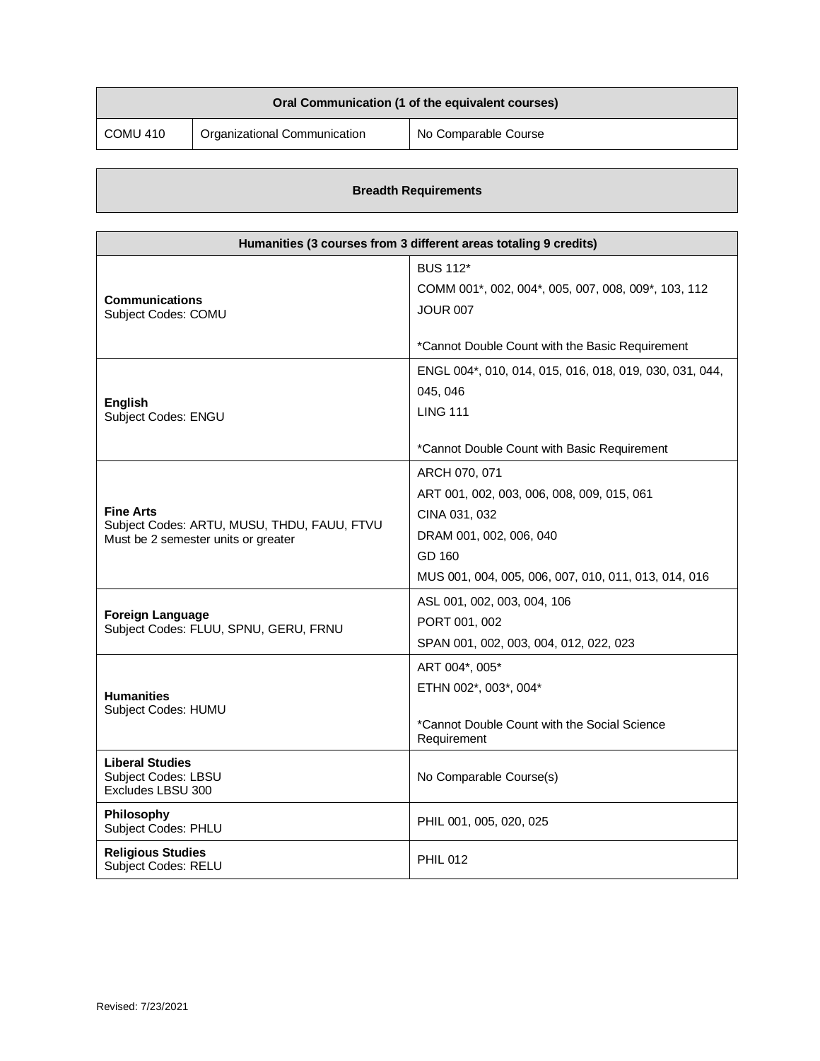| Oral Communication (1 of the equivalent courses) | | |
|---|---|---|
| COMU 410 | Organizational Communication | No Comparable Course |

| Breadth Requirements |
|---|

| Humanities (3 courses from 3 different areas totaling 9 credits) | |
|---|---|
| **Communications**<br>Subject Codes: COMU | BUS 112*<br>COMM 001*, 002, 004*, 005, 007, 008, 009*, 103, 112<br>JOUR 007<br><br>*Cannot Double Count with the Basic Requirement |
| **English**<br>Subject Codes: ENGU | ENGL 004*, 010, 014, 015, 016, 018, 019, 030, 031, 044, 045, 046<br>LING 111<br><br>*Cannot Double Count with Basic Requirement |
| **Fine Arts**<br>Subject Codes: ARTU, MUSU, THDU, FAUU, FTVU<br>Must be 2 semester units or greater | ARCH 070, 071<br>ART 001, 002, 003, 006, 008, 009, 015, 061<br>CINA 031, 032<br>DRAM 001, 002, 006, 040<br>GD 160<br>MUS 001, 004, 005, 006, 007, 010, 011, 013, 014, 016 |
| **Foreign Language**<br>Subject Codes: FLUU, SPNU, GERU, FRNU | ASL 001, 002, 003, 004, 106<br>PORT 001, 002<br>SPAN 001, 002, 003, 004, 012, 022, 023 |
| **Humanities**<br>Subject Codes: HUMU | ART 004*, 005*<br>ETHN 002*, 003*, 004*<br><br>*Cannot Double Count with the Social Science Requirement |
| **Liberal Studies**<br>Subject Codes: LBSU<br>Excludes LBSU 300 | No Comparable Course(s) |
| **Philosophy**<br>Subject Codes: PHLU | PHIL 001, 005, 020, 025 |
| **Religious Studies**<br>Subject Codes: RELU | PHIL 012 |

Revised: 7/23/2021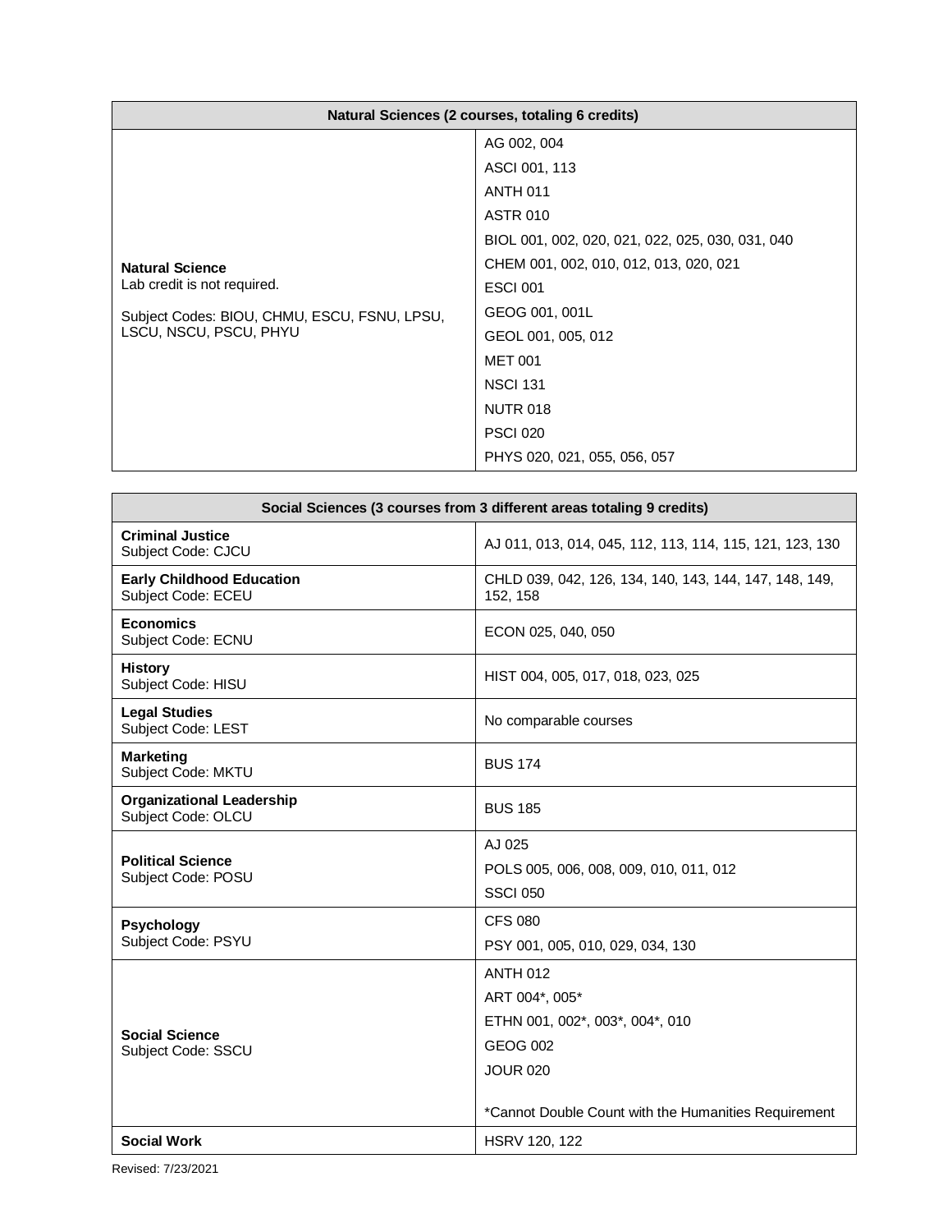| Natural Sciences (2 courses, totaling 6 credits) | |
|---|---|
| **Natural Science**<br>Lab credit is not required.<br><br>Subject Codes: BIOU, CHMU, ESCU, FSNU, LPSU, LSCU, NSCU, PSCU, PHYU | AG 002, 004<br>ASCI 001, 113<br>ANTH 011<br>ASTR 010<br>BIOL 001, 002, 020, 021, 022, 025, 030, 031, 040<br>CHEM 001, 002, 010, 012, 013, 020, 021<br>ESCI 001<br>GEOG 001, 001L<br>GEOL 001, 005, 012<br>MET 001<br>NSCI 131<br>NUTR 018<br>PSCI 020<br>PHYS 020, 021, 055, 056, 057 |

| Social Sciences (3 courses from 3 different areas totaling 9 credits) | |
|---|---|
| **Criminal Justice**<br>Subject Code: CJCU | AJ 011, 013, 014, 045, 112, 113, 114, 115, 121, 123, 130 |
| **Early Childhood Education**<br>Subject Code: ECEU | CHLD 039, 042, 126, 134, 140, 143, 144, 147, 148, 149, 152, 158 |
| **Economics**<br>Subject Code: ECNU | ECON 025, 040, 050 |
| **History**<br>Subject Code: HISU | HIST 004, 005, 017, 018, 023, 025 |
| **Legal Studies**<br>Subject Code: LEST | No comparable courses |
| **Marketing**<br>Subject Code: MKTU | BUS 174 |
| **Organizational Leadership**<br>Subject Code: OLCU | BUS 185 |
| **Political Science**<br>Subject Code: POSU | AJ 025<br>POLS 005, 006, 008, 009, 010, 011, 012<br>SSCI 050 |
| **Psychology**<br>Subject Code: PSYU | CFS 080<br>PSY 001, 005, 010, 029, 034, 130 |
| **Social Science**<br>Subject Code: SSCU | ANTH 012<br>ART 004*, 005*<br>ETHN 001, 002*, 003*, 004*, 010<br>GEOG 002<br>JOUR 020<br><br>*Cannot Double Count with the Humanities Requirement |
| **Social Work** | HSRV 120, 122 |

Revised: 7/23/2021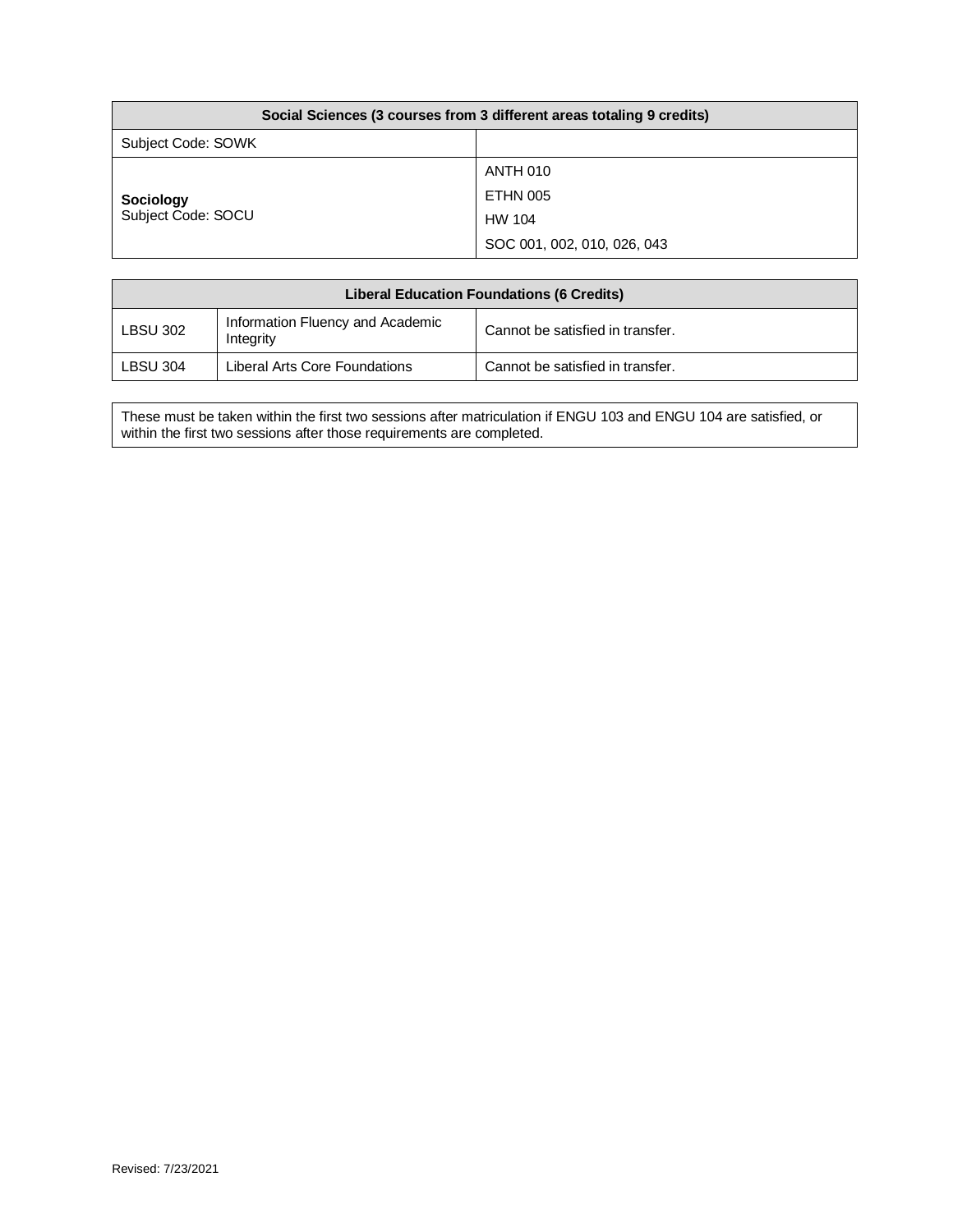| Social Sciences (3 courses from 3 different areas totaling 9 credits) | |
|---|---|
| Subject Code: SOWK | |
| **Sociology**<br>Subject Code: SOCU | ANTH 010<br>ETHN 005<br>HW 104<br>SOC 001, 002, 010, 026, 043 |

| Liberal Education Foundations (6 Credits) | | |
|---|---|---|
| LBSU 302 | Information Fluency and Academic Integrity | Cannot be satisfied in transfer. |
| LBSU 304 | Liberal Arts Core Foundations | Cannot be satisfied in transfer. |

These must be taken within the first two sessions after matriculation if ENGU 103 and ENGU 104 are satisfied, or within the first two sessions after those requirements are completed.

Revised: 7/23/2021